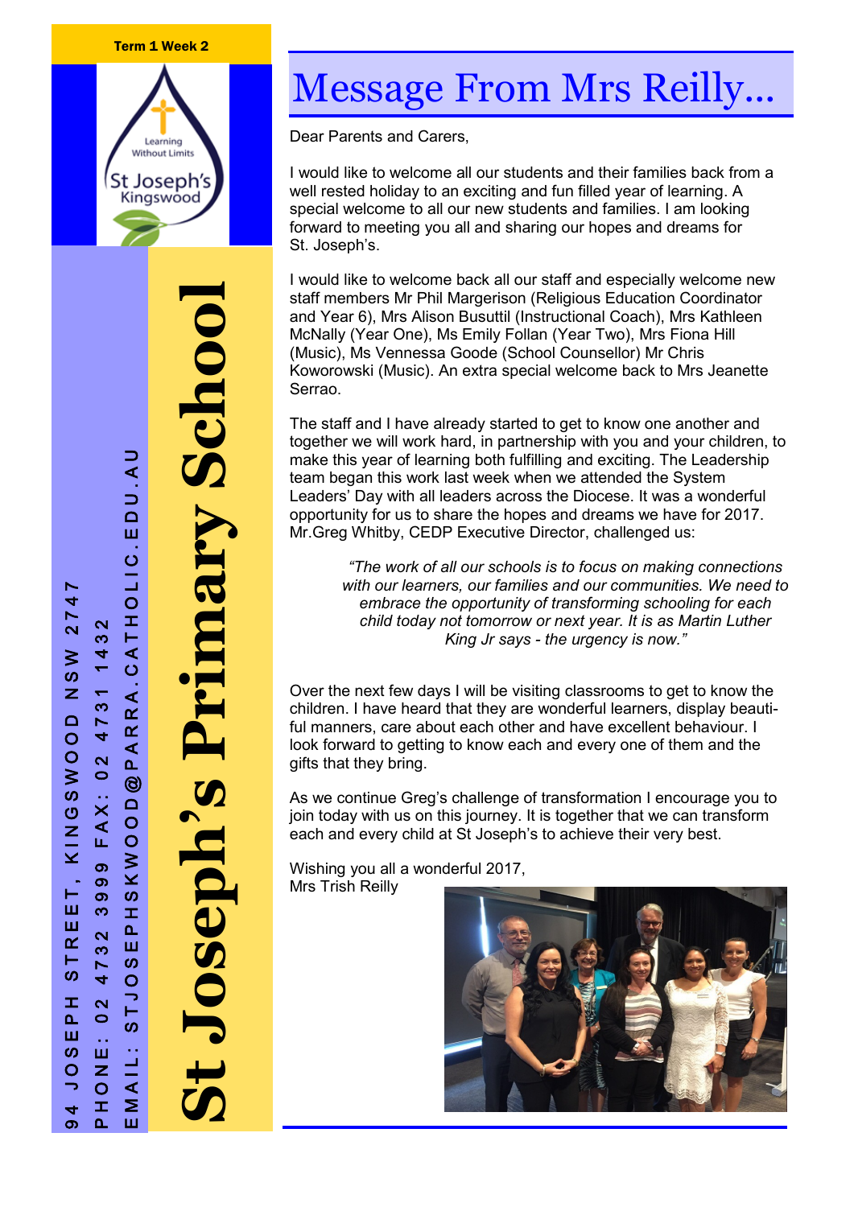Term 1 Week 2

Learning Without Limits

St Joseph's Kingswood

# St Joseph's Primary School

94 JOSEPH STREET, KINGSWOOD NSW 2747

PHONE: 02 4732 3999 FAX: 02 4731 1432

EMAIL: STJOSEPHSKWOOD@PARRA.CATHOLIC.EDU.AU

# Message From Mrs Reilly...

Dear Parents and Carers,

I would like to welcome all our students and their families back from a well rested holiday to an exciting and fun filled year of learning. A special welcome to all our new students and families. I am looking forward to meeting you all and sharing our hopes and dreams for St. Joseph's.

I would like to welcome back all our staff and especially welcome new staff members Mr Phil Margerison (Religious Education Coordinator and Year 6), Mrs Alison Busuttil (Instructional Coach), Mrs Kathleen McNally (Year One), Ms Emily Follan (Year Two), Mrs Fiona Hill (Music), Ms Vennessa Goode (School Counsellor) Mr Chris Koworowski (Music). An extra special welcome back to Mrs Jeanette Serrao.

The staff and I have already started to get to know one another and together we will work hard, in partnership with you and your children, to make this year of learning both fulfilling and exciting. The Leadership team began this work last week when we attended the System Leaders' Day with all leaders across the Diocese. It was a wonderful opportunity for us to share the hopes and dreams we have for 2017. Mr.Greg Whitby, CEDP Executive Director, challenged us:

> *"The work of all our schools is to focus on making connections with our learners, our families and our communities. We need to embrace the opportunity of transforming schooling for each child today not tomorrow or next year. It is as Martin Luther King Jr says - the urgency is now."*

Over the next few days I will be visiting classrooms to get to know the children. I have heard that they are wonderful learners, display beautiful manners, care about each other and have excellent behaviour. I look forward to getting to know each and every one of them and the gifts that they bring.

As we continue Greg's challenge of transformation I encourage you to join today with us on this journey. It is together that we can transform each and every child at St Joseph's to achieve their very best.

Wishing you all a wonderful 2017,
Mrs Trish Reilly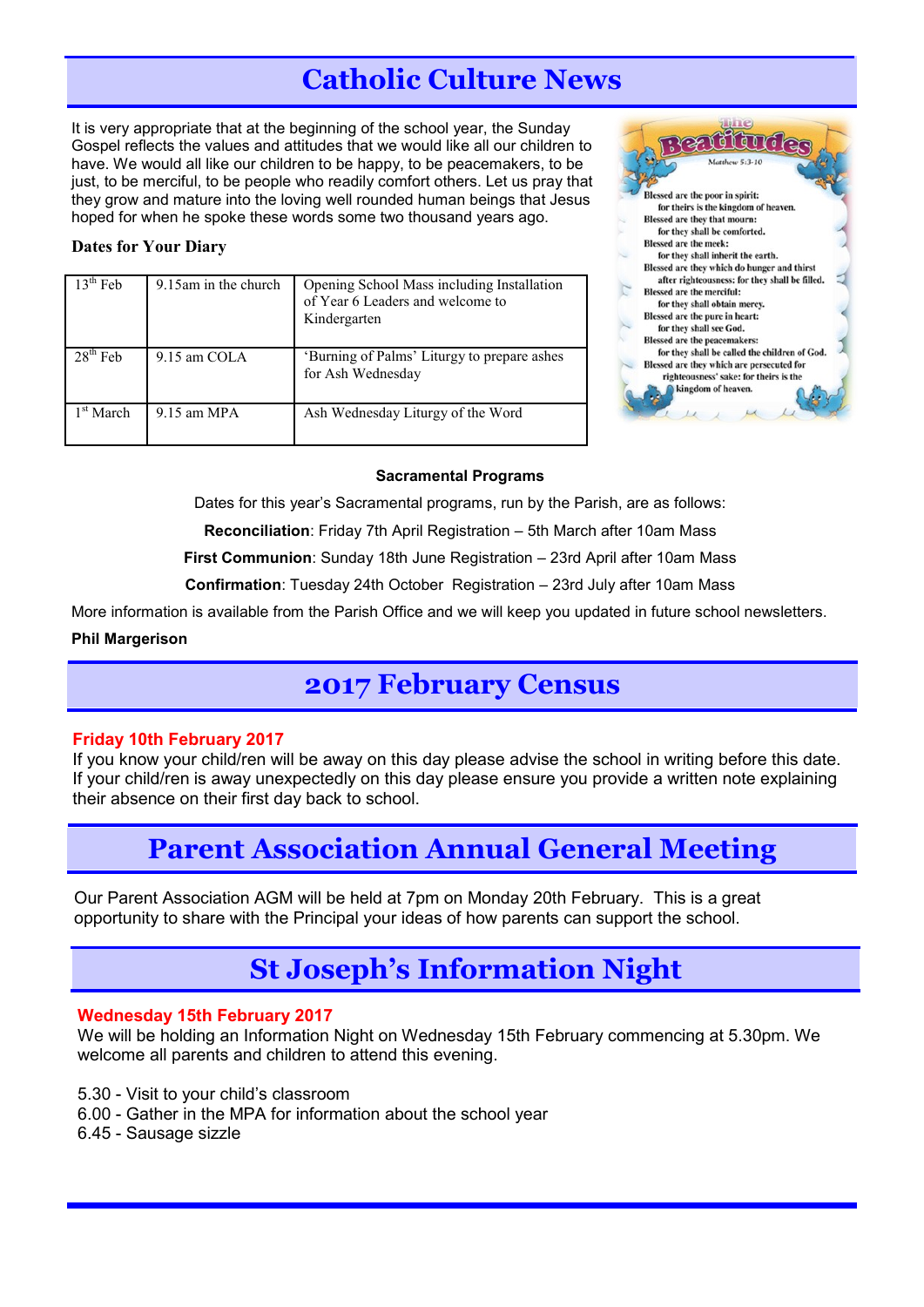# Catholic Culture News

It is very appropriate that at the beginning of the school year, the Sunday Gospel reflects the values and attitudes that we would like all our children to have. We would all like our children to be happy, to be peacemakers, to be just, to be merciful, to be people who readily comfort others. Let us pray that they grow and mature into the loving well rounded human beings that Jesus hoped for when he spoke these words some two thousand years ago.

**Dates for Your Diary**

| | | |
|---|---|---|
| 13th Feb | 9.15am in the church | Opening School Mass including Installation of Year 6 Leaders and welcome to Kindergarten |
| 28th Feb | 9.15 am COLA | 'Burning of Palms' Liturgy to prepare ashes for Ash Wednesday |
| 1st March | 9.15 am MPA | Ash Wednesday Liturgy of the Word |

**The Beatitudes**

*Matthew 5:3-10*

Blessed are the poor in spirit: for theirs is the kingdom of heaven.
Blessed are they that mourn: for they shall be comforted.
Blessed are the meek: for they shall inherit the earth.
Blessed are they which do hunger and thirst after righteousness: for they shall be filled.
Blessed are the merciful: for they shall obtain mercy.
Blessed are the pure in heart: for they shall see God.
Blessed are the peacemakers: for they shall be called the children of God.
Blessed are they which are persecuted for righteousness' sake: for theirs is the kingdom of heaven.

**Sacramental Programs**

Dates for this year's Sacramental programs, run by the Parish, are as follows:

**Reconciliation**: Friday 7th April Registration – 5th March after 10am Mass

**First Communion**: Sunday 18th June Registration – 23rd April after 10am Mass

**Confirmation**: Tuesday 24th October Registration – 23rd July after 10am Mass

More information is available from the Parish Office and we will keep you updated in future school newsletters.

**Phil Margerison**

# 2017 February Census

**Friday 10th February 2017**

If you know your child/ren will be away on this day please advise the school in writing before this date. If your child/ren is away unexpectedly on this day please ensure you provide a written note explaining their absence on their first day back to school.

# Parent Association Annual General Meeting

Our Parent Association AGM will be held at 7pm on Monday 20th February. This is a great opportunity to share with the Principal your ideas of how parents can support the school.

# St Joseph's Information Night

**Wednesday 15th February 2017**

We will be holding an Information Night on Wednesday 15th February commencing at 5.30pm. We welcome all parents and children to attend this evening.

5.30 - Visit to your child's classroom
6.00 - Gather in the MPA for information about the school year
6.45 - Sausage sizzle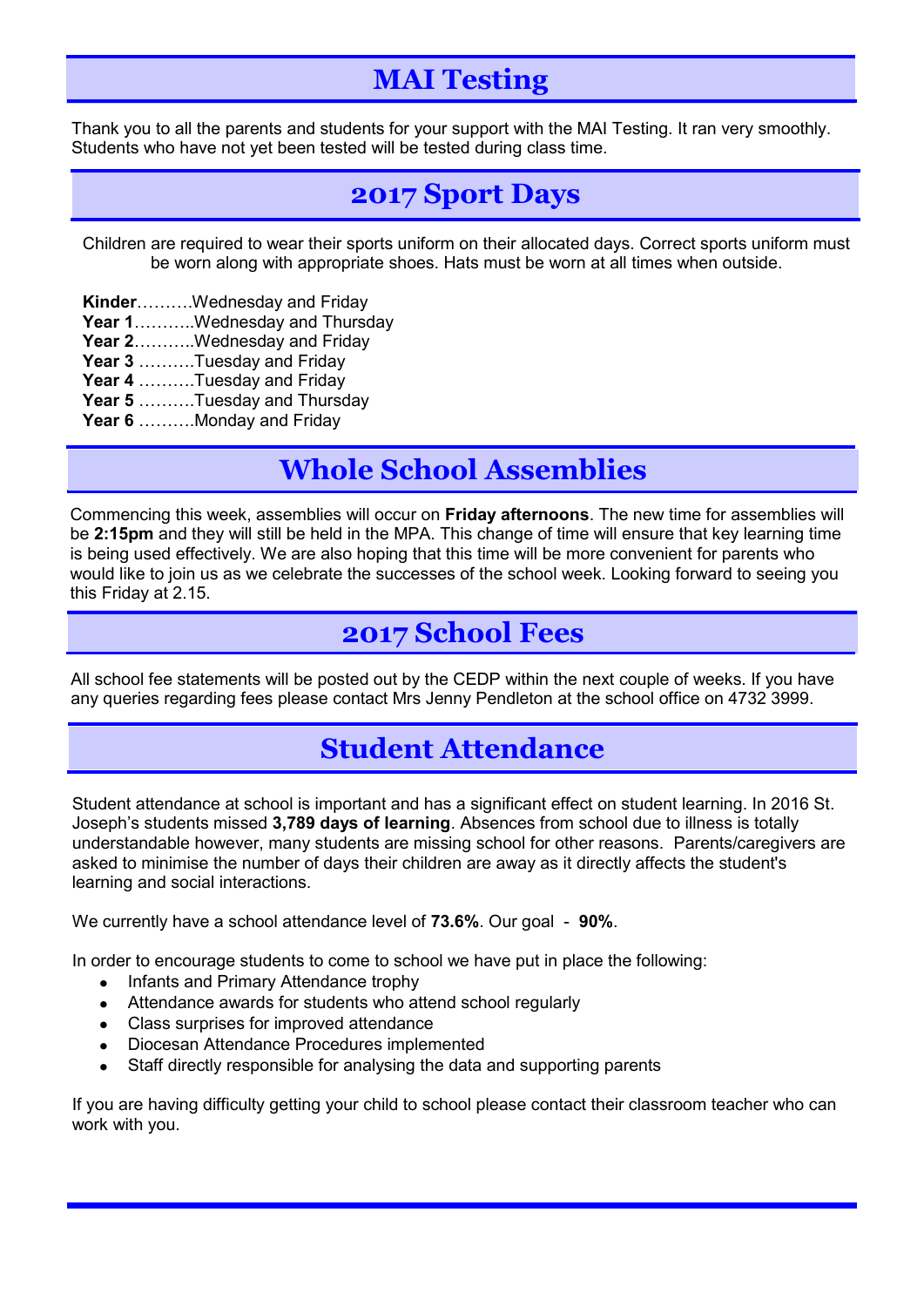## MAI Testing

Thank you to all the parents and students for your support with the MAI Testing. It ran very smoothly. Students who have not yet been tested will be tested during class time.

## 2017 Sport Days

Children are required to wear their sports uniform on their allocated days. Correct sports uniform must be worn along with appropriate shoes. Hats must be worn at all times when outside.

**Kinder**……….Wednesday and Friday
**Year 1**………..Wednesday and Thursday
**Year 2**………..Wednesday and Friday
**Year 3** ……….Tuesday and Friday
**Year 4** ……….Tuesday and Friday
**Year 5** ……….Tuesday and Thursday
**Year 6** ……….Monday and Friday

## Whole School Assemblies

Commencing this week, assemblies will occur on **Friday afternoons**. The new time for assemblies will be **2:15pm** and they will still be held in the MPA. This change of time will ensure that key learning time is being used effectively. We are also hoping that this time will be more convenient for parents who would like to join us as we celebrate the successes of the school week. Looking forward to seeing you this Friday at 2.15.

## 2017 School Fees

All school fee statements will be posted out by the CEDP within the next couple of weeks. If you have any queries regarding fees please contact Mrs Jenny Pendleton at the school office on 4732 3999.

## Student Attendance

Student attendance at school is important and has a significant effect on student learning. In 2016 St. Joseph's students missed **3,789 days of learning**. Absences from school due to illness is totally understandable however, many students are missing school for other reasons. Parents/caregivers are asked to minimise the number of days their children are away as it directly affects the student's learning and social interactions.

We currently have a school attendance level of **73.6%**. Our goal - **90%**.

In order to encourage students to come to school we have put in place the following:

- Infants and Primary Attendance trophy
- Attendance awards for students who attend school regularly
- Class surprises for improved attendance
- Diocesan Attendance Procedures implemented
- Staff directly responsible for analysing the data and supporting parents

If you are having difficulty getting your child to school please contact their classroom teacher who can work with you.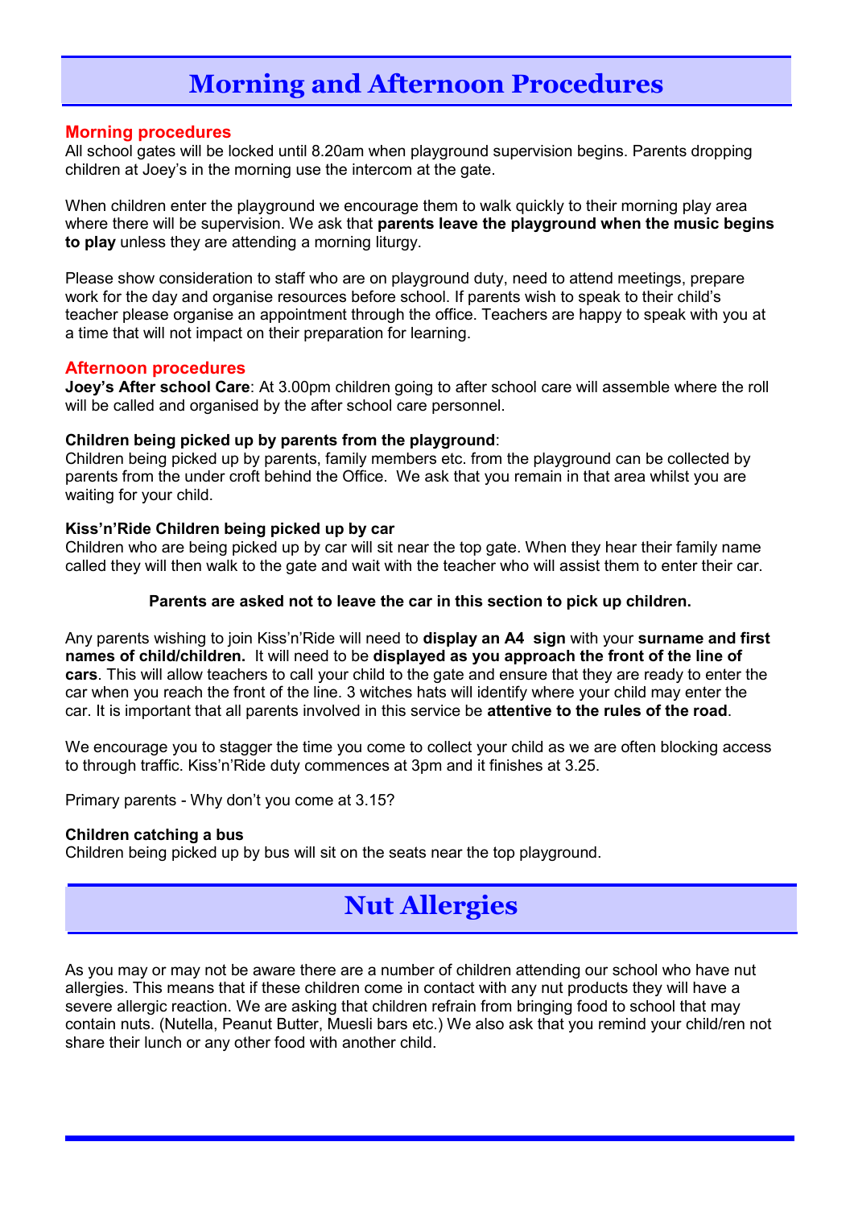# Morning and Afternoon Procedures

## Morning procedures

All school gates will be locked until 8.20am when playground supervision begins. Parents dropping children at Joey's in the morning use the intercom at the gate.

When children enter the playground we encourage them to walk quickly to their morning play area where there will be supervision. We ask that **parents leave the playground when the music begins to play** unless they are attending a morning liturgy.

Please show consideration to staff who are on playground duty, need to attend meetings, prepare work for the day and organise resources before school. If parents wish to speak to their child's teacher please organise an appointment through the office. Teachers are happy to speak with you at a time that will not impact on their preparation for learning.

## Afternoon procedures

**Joey's After school Care**: At 3.00pm children going to after school care will assemble where the roll will be called and organised by the after school care personnel.

**Children being picked up by parents from the playground**:
Children being picked up by parents, family members etc. from the playground can be collected by parents from the under croft behind the Office. We ask that you remain in that area whilst you are waiting for your child.

**Kiss'n'Ride Children being picked up by car**
Children who are being picked up by car will sit near the top gate. When they hear their family name called they will then walk to the gate and wait with the teacher who will assist them to enter their car.

**Parents are asked not to leave the car in this section to pick up children.**

Any parents wishing to join Kiss'n'Ride will need to **display an A4 sign** with your **surname and first names of child/children.** It will need to be **displayed as you approach the front of the line of cars**. This will allow teachers to call your child to the gate and ensure that they are ready to enter the car when you reach the front of the line. 3 witches hats will identify where your child may enter the car. It is important that all parents involved in this service be **attentive to the rules of the road**.

We encourage you to stagger the time you come to collect your child as we are often blocking access to through traffic. Kiss'n'Ride duty commences at 3pm and it finishes at 3.25.

Primary parents - Why don't you come at 3.15?

**Children catching a bus**
Children being picked up by bus will sit on the seats near the top playground.

# Nut Allergies

As you may or may not be aware there are a number of children attending our school who have nut allergies. This means that if these children come in contact with any nut products they will have a severe allergic reaction. We are asking that children refrain from bringing food to school that may contain nuts. (Nutella, Peanut Butter, Muesli bars etc.) We also ask that you remind your child/ren not share their lunch or any other food with another child.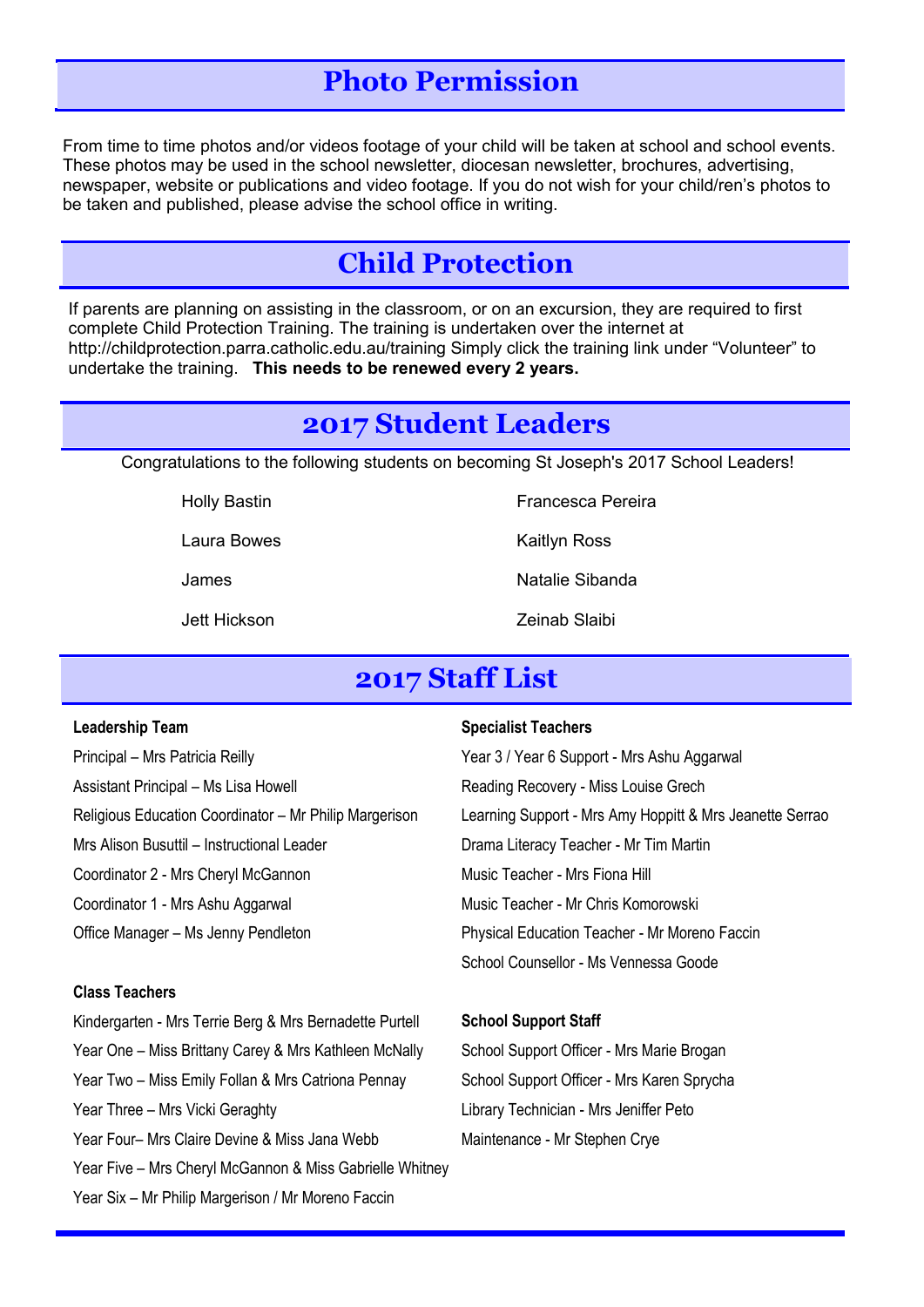## Photo Permission

From time to time photos and/or videos footage of your child will be taken at school and school events. These photos may be used in the school newsletter, diocesan newsletter, brochures, advertising, newspaper, website or publications and video footage. If you do not wish for your child/ren's photos to be taken and published, please advise the school office in writing.

## Child Protection

If parents are planning on assisting in the classroom, or on an excursion, they are required to first complete Child Protection Training. The training is undertaken over the internet at http://childprotection.parra.catholic.edu.au/training Simply click the training link under "Volunteer" to undertake the training. **This needs to be renewed every 2 years.**

## 2017 Student Leaders

Congratulations to the following students on becoming St Joseph's 2017 School Leaders!

- Holly Bastin
- Laura Bowes
- James
- Jett Hickson
- Francesca Pereira
- Kaitlyn Ross
- Natalie Sibanda
- Zeinab Slaibi

## 2017 Staff List

**Leadership Team**

Principal – Mrs Patricia Reilly
Assistant Principal – Ms Lisa Howell
Religious Education Coordinator – Mr Philip Margerison
Mrs Alison Busuttil – Instructional Leader
Coordinator 2 - Mrs Cheryl McGannon
Coordinator 1 - Mrs Ashu Aggarwal
Office Manager – Ms Jenny Pendleton

**Class Teachers**

Kindergarten - Mrs Terrie Berg & Mrs Bernadette Purtell
Year One – Miss Brittany Carey & Mrs Kathleen McNally
Year Two – Miss Emily Follan & Mrs Catriona Pennay
Year Three – Mrs Vicki Geraghty
Year Four– Mrs Claire Devine & Miss Jana Webb
Year Five – Mrs Cheryl McGannon & Miss Gabrielle Whitney
Year Six – Mr Philip Margerison / Mr Moreno Faccin

**Specialist Teachers**

Year 3 / Year 6 Support - Mrs Ashu Aggarwal
Reading Recovery - Miss Louise Grech
Learning Support - Mrs Amy Hoppitt & Mrs Jeanette Serrao
Drama Literacy Teacher - Mr Tim Martin
Music Teacher - Mrs Fiona Hill
Music Teacher - Mr Chris Komorowski
Physical Education Teacher - Mr Moreno Faccin
School Counsellor - Ms Vennessa Goode

**School Support Staff**

School Support Officer - Mrs Marie Brogan
School Support Officer - Mrs Karen Sprycha
Library Technician - Mrs Jeniffer Peto
Maintenance - Mr Stephen Crye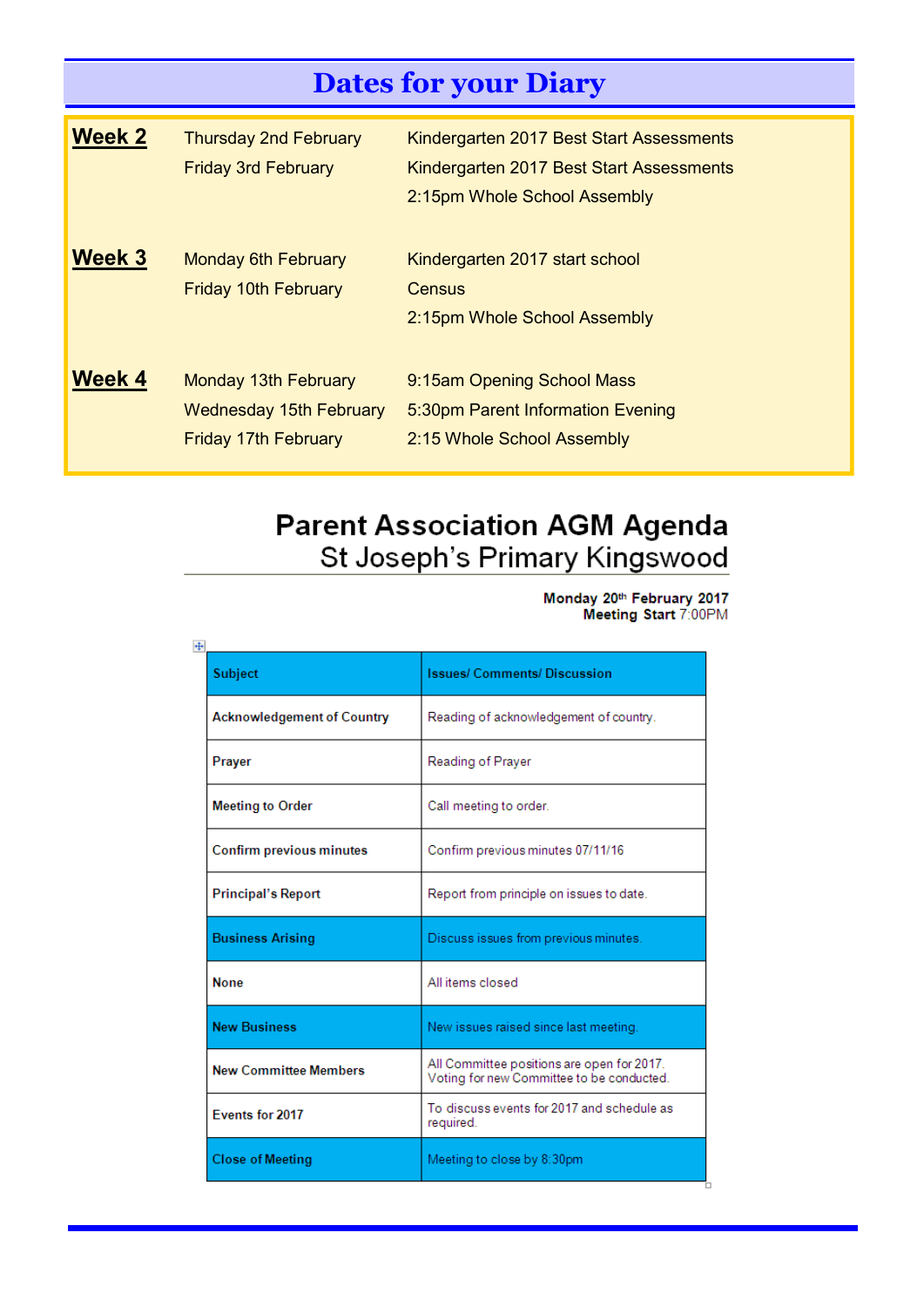# Dates for your Diary

| | | |
|---|---|---|
| **Week 2** | Thursday 2nd February | Kindergarten 2017 Best Start Assessments |
| | Friday 3rd February | Kindergarten 2017 Best Start Assessments |
| | | 2:15pm Whole School Assembly |
| **Week 3** | Monday 6th February | Kindergarten 2017 start school |
| | Friday 10th February | Census |
| | | 2:15pm Whole School Assembly |
| **Week 4** | Monday 13th February | 9:15am Opening School Mass |
| | Wednesday 15th February | 5:30pm Parent Information Evening |
| | Friday 17th February | 2:15 Whole School Assembly |

## Parent Association AGM Agenda

### St Joseph's Primary Kingswood

**Monday 20th February 2017**
**Meeting Start** 7:00PM

| Subject | Issues/ Comments/ Discussion |
|---|---|
| Acknowledgement of Country | Reading of acknowledgement of country. |
| Prayer | Reading of Prayer |
| Meeting to Order | Call meeting to order. |
| Confirm previous minutes | Confirm previous minutes 07/11/16 |
| Principal's Report | Report from principle on issues to date. |
| Business Arising | Discuss issues from previous minutes. |
| None | All items closed |
| New Business | New issues raised since last meeting. |
| New Committee Members | All Committee positions are open for 2017. Voting for new Committee to be conducted. |
| Events for 2017 | To discuss events for 2017 and schedule as required. |
| Close of Meeting | Meeting to close by 8:30pm |